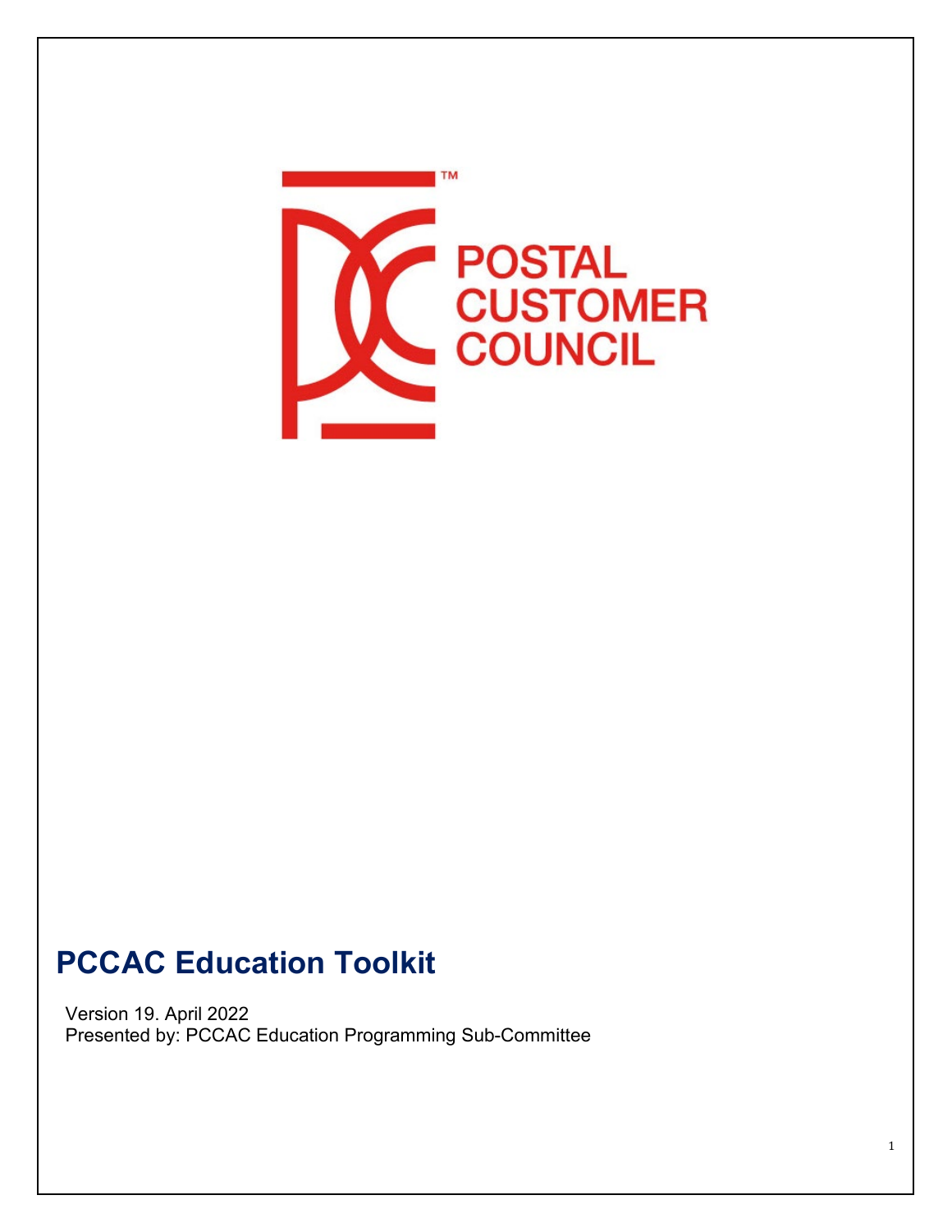POSTAL CUSTOMER COUNCIL

# PCCAC Education Toolkit

Version 19. April 2022
Presented by: PCCAC Education Programming Sub-Committee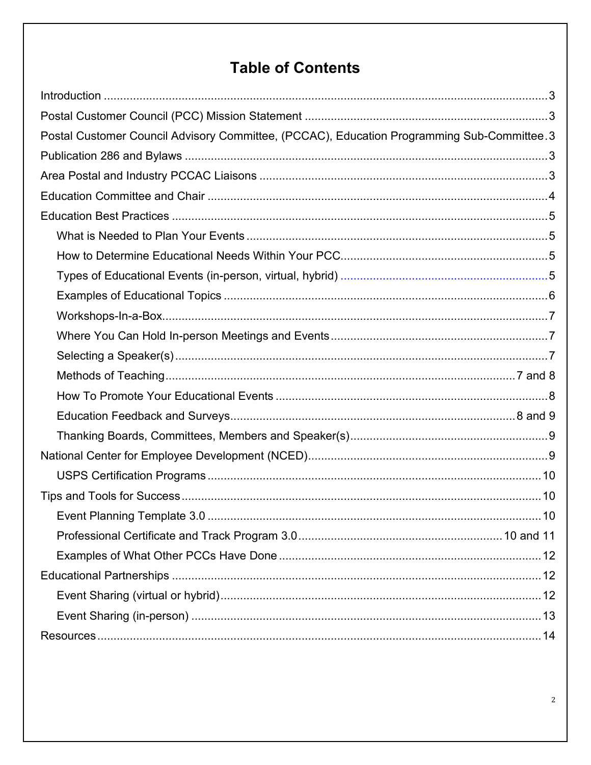# Table of Contents

- Introduction ........................................................................ 3
- Postal Customer Council (PCC) Mission Statement ........................................................................ 3
- Postal Customer Council Advisory Committee, (PCCAC), Education Programming Sub-Committee . 3
- Publication 286 and Bylaws ........................................................................ 3
- Area Postal and Industry PCCAC Liaisons ........................................................................ 3
- Education Committee and Chair ........................................................................ 4
- Education Best Practices ........................................................................ 5
  - What is Needed to Plan Your Events ........................................................................ 5
  - How to Determine Educational Needs Within Your PCC ........................................................................ 5
  - Types of Educational Events (in-person, virtual, hybrid) ........................................................................ 5
  - Examples of Educational Topics ........................................................................ 6
  - Workshops-In-a-Box ........................................................................ 7
  - Where You Can Hold In-person Meetings and Events ........................................................................ 7
  - Selecting a Speaker(s) ........................................................................ 7
  - Methods of Teaching ........................................................................ 7 and 8
  - How To Promote Your Educational Events ........................................................................ 8
  - Education Feedback and Surveys ........................................................................ 8 and 9
  - Thanking Boards, Committees, Members and Speaker(s) ........................................................................ 9
- National Center for Employee Development (NCED) ........................................................................ 9
  - USPS Certification Programs ........................................................................ 10
- Tips and Tools for Success ........................................................................ 10
  - Event Planning Template 3.0 ........................................................................ 10
  - Professional Certificate and Track Program 3.0 ........................................................................ 10 and 11
  - Examples of What Other PCCs Have Done ........................................................................ 12
- Educational Partnerships ........................................................................ 12
  - Event Sharing (virtual or hybrid) ........................................................................ 12
  - Event Sharing (in-person) ........................................................................ 13
- Resources ........................................................................ 14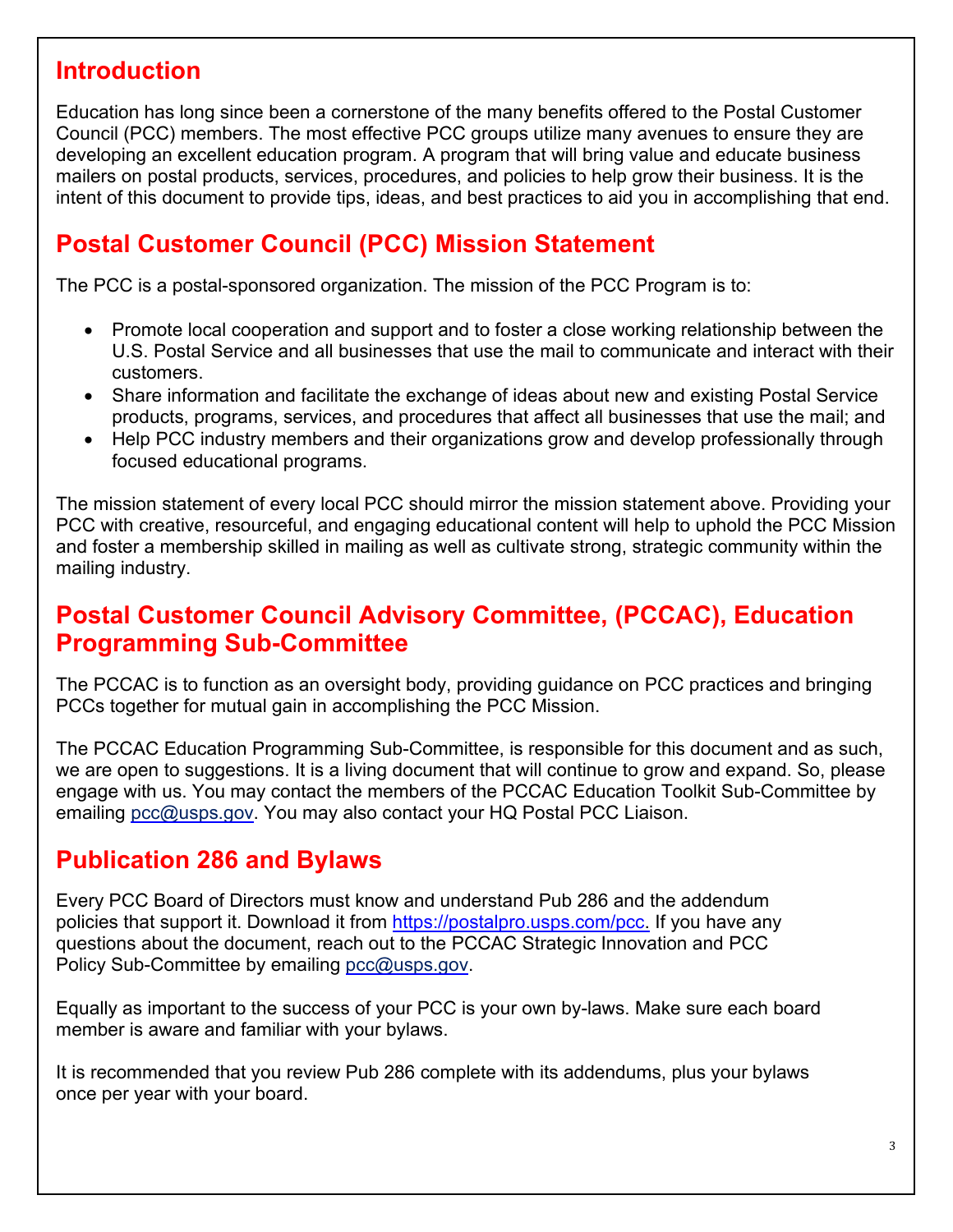## Introduction

Education has long since been a cornerstone of the many benefits offered to the Postal Customer Council (PCC) members. The most effective PCC groups utilize many avenues to ensure they are developing an excellent education program. A program that will bring value and educate business mailers on postal products, services, procedures, and policies to help grow their business. It is the intent of this document to provide tips, ideas, and best practices to aid you in accomplishing that end.

## Postal Customer Council (PCC) Mission Statement

The PCC is a postal-sponsored organization. The mission of the PCC Program is to:

- Promote local cooperation and support and to foster a close working relationship between the U.S. Postal Service and all businesses that use the mail to communicate and interact with their customers.
- Share information and facilitate the exchange of ideas about new and existing Postal Service products, programs, services, and procedures that affect all businesses that use the mail; and
- Help PCC industry members and their organizations grow and develop professionally through focused educational programs.

The mission statement of every local PCC should mirror the mission statement above. Providing your PCC with creative, resourceful, and engaging educational content will help to uphold the PCC Mission and foster a membership skilled in mailing as well as cultivate strong, strategic community within the mailing industry.

## Postal Customer Council Advisory Committee, (PCCAC), Education Programming Sub-Committee

The PCCAC is to function as an oversight body, providing guidance on PCC practices and bringing PCCs together for mutual gain in accomplishing the PCC Mission.

The PCCAC Education Programming Sub-Committee, is responsible for this document and as such, we are open to suggestions. It is a living document that will continue to grow and expand. So, please engage with us. You may contact the members of the PCCAC Education Toolkit Sub-Committee by emailing pcc@usps.gov. You may also contact your HQ Postal PCC Liaison.

## Publication 286 and Bylaws

Every PCC Board of Directors must know and understand Pub 286 and the addendum policies that support it. Download it from https://postalpro.usps.com/pcc. If you have any questions about the document, reach out to the PCCAC Strategic Innovation and PCC Policy Sub-Committee by emailing pcc@usps.gov.

Equally as important to the success of your PCC is your own by-laws. Make sure each board member is aware and familiar with your bylaws.

It is recommended that you review Pub 286 complete with its addendums, plus your bylaws once per year with your board.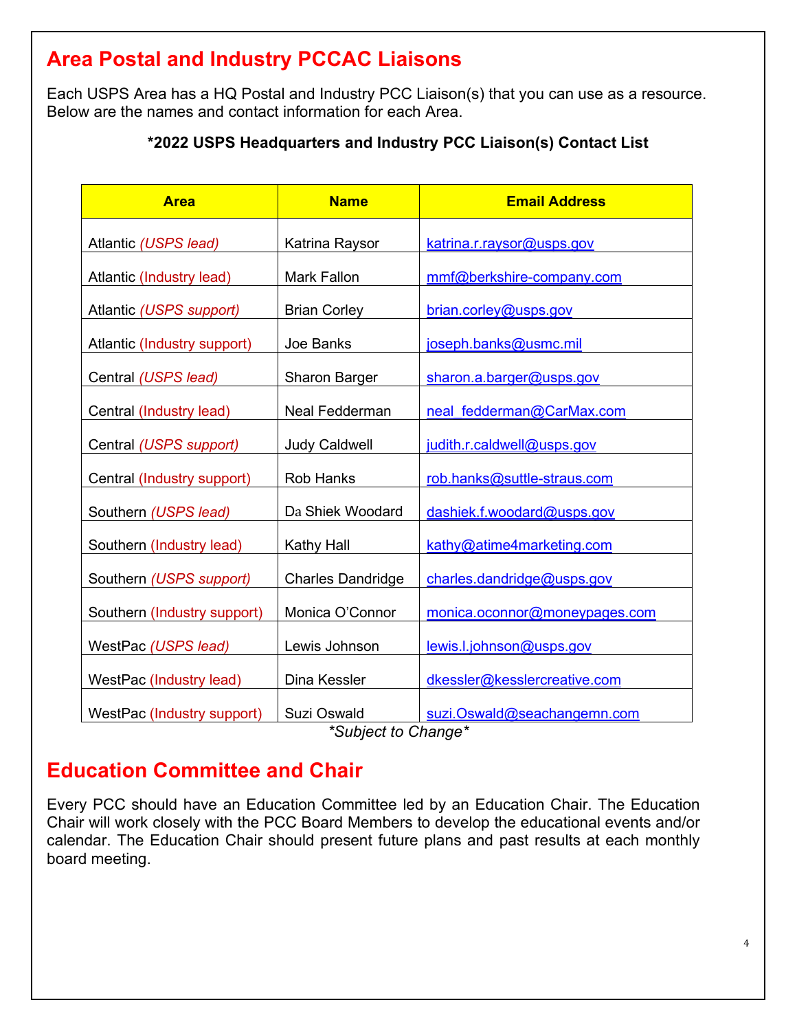# Area Postal and Industry PCCAC Liaisons

Each USPS Area has a HQ Postal and Industry PCC Liaison(s) that you can use as a resource. Below are the names and contact information for each Area.

**\*2022 USPS Headquarters and Industry PCC Liaison(s) Contact List**

| Area | Name | Email Address |
|---|---|---|
| Atlantic *(USPS lead)* | Katrina Raysor | katrina.r.raysor@usps.gov |
| Atlantic (Industry lead) | Mark Fallon | mmf@berkshire-company.com |
| Atlantic *(USPS support)* | Brian Corley | brian.corley@usps.gov |
| Atlantic (Industry support) | Joe Banks | joseph.banks@usmc.mil |
| Central *(USPS lead)* | Sharon Barger | sharon.a.barger@usps.gov |
| Central (Industry lead) | Neal Fedderman | neal_fedderman@CarMax.com |
| Central *(USPS support)* | Judy Caldwell | judith.r.caldwell@usps.gov |
| Central (Industry support) | Rob Hanks | rob.hanks@suttle-straus.com |
| Southern *(USPS lead)* | Da Shiek Woodard | dashiek.f.woodard@usps.gov |
| Southern (Industry lead) | Kathy Hall | kathy@atime4marketing.com |
| Southern *(USPS support)* | Charles Dandridge | charles.dandridge@usps.gov |
| Southern (Industry support) | Monica O'Connor | monica.oconnor@moneypages.com |
| WestPac *(USPS lead)* | Lewis Johnson | lewis.l.johnson@usps.gov |
| WestPac (Industry lead) | Dina Kessler | dkessler@kesslercreative.com |
| WestPac (Industry support) | Suzi Oswald | suzi.Oswald@seachangemn.com |

*\*Subject to Change\**

# Education Committee and Chair

Every PCC should have an Education Committee led by an Education Chair. The Education Chair will work closely with the PCC Board Members to develop the educational events and/or calendar. The Education Chair should present future plans and past results at each monthly board meeting.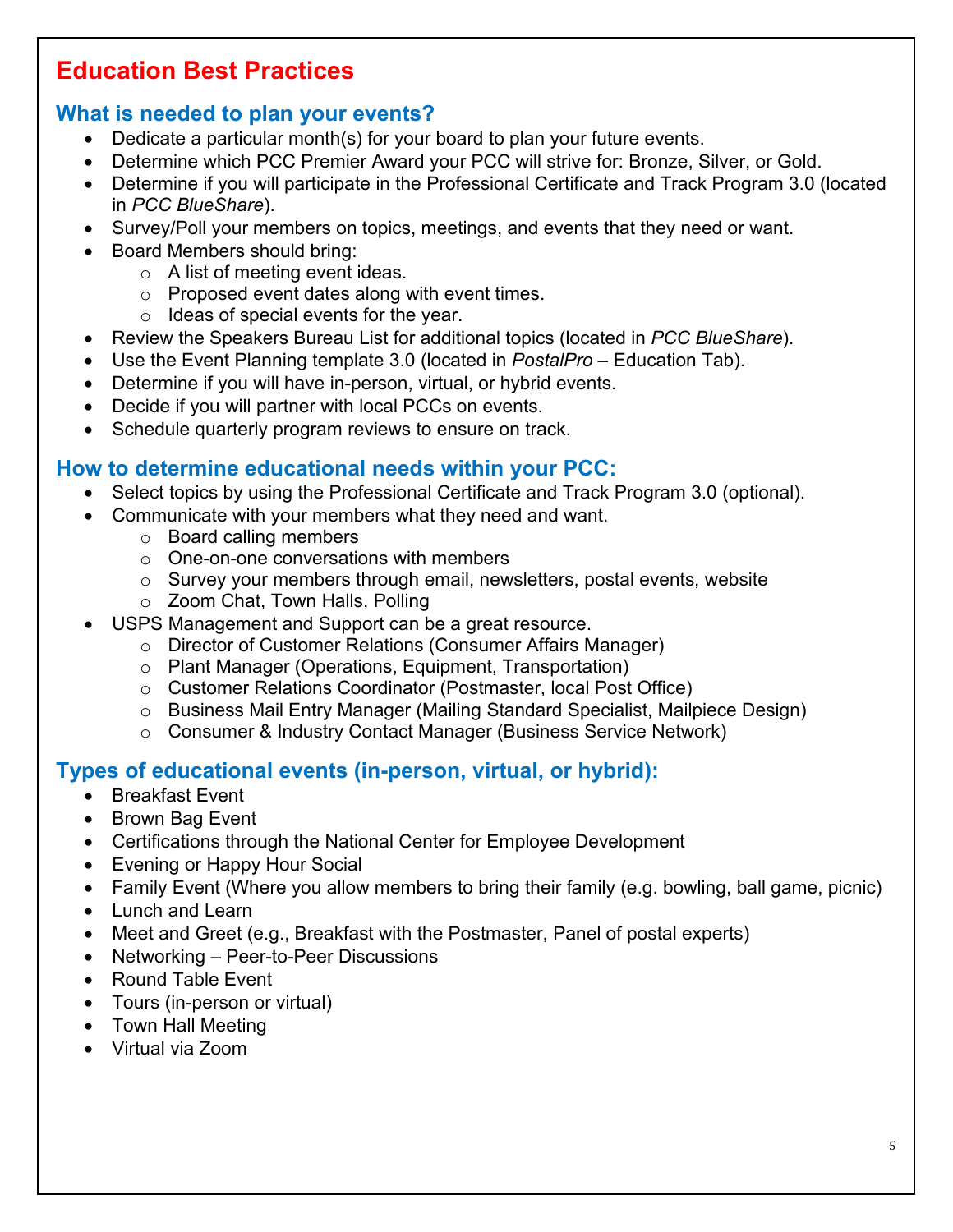# Education Best Practices

## What is needed to plan your events?

- Dedicate a particular month(s) for your board to plan your future events.
- Determine which PCC Premier Award your PCC will strive for: Bronze, Silver, or Gold.
- Determine if you will participate in the Professional Certificate and Track Program 3.0 (located in *PCC BlueShare*).
- Survey/Poll your members on topics, meetings, and events that they need or want.
- Board Members should bring:
  - A list of meeting event ideas.
  - Proposed event dates along with event times.
  - Ideas of special events for the year.
- Review the Speakers Bureau List for additional topics (located in *PCC BlueShare*).
- Use the Event Planning template 3.0 (located in *PostalPro* – Education Tab).
- Determine if you will have in-person, virtual, or hybrid events.
- Decide if you will partner with local PCCs on events.
- Schedule quarterly program reviews to ensure on track.

## How to determine educational needs within your PCC:

- Select topics by using the Professional Certificate and Track Program 3.0 (optional).
- Communicate with your members what they need and want.
  - Board calling members
  - One-on-one conversations with members
  - Survey your members through email, newsletters, postal events, website
  - Zoom Chat, Town Halls, Polling
- USPS Management and Support can be a great resource.
  - Director of Customer Relations (Consumer Affairs Manager)
  - Plant Manager (Operations, Equipment, Transportation)
  - Customer Relations Coordinator (Postmaster, local Post Office)
  - Business Mail Entry Manager (Mailing Standard Specialist, Mailpiece Design)
  - Consumer & Industry Contact Manager (Business Service Network)

## Types of educational events (in-person, virtual, or hybrid):

- Breakfast Event
- Brown Bag Event
- Certifications through the National Center for Employee Development
- Evening or Happy Hour Social
- Family Event (Where you allow members to bring their family (e.g. bowling, ball game, picnic)
- Lunch and Learn
- Meet and Greet (e.g., Breakfast with the Postmaster, Panel of postal experts)
- Networking – Peer-to-Peer Discussions
- Round Table Event
- Tours (in-person or virtual)
- Town Hall Meeting
- Virtual via Zoom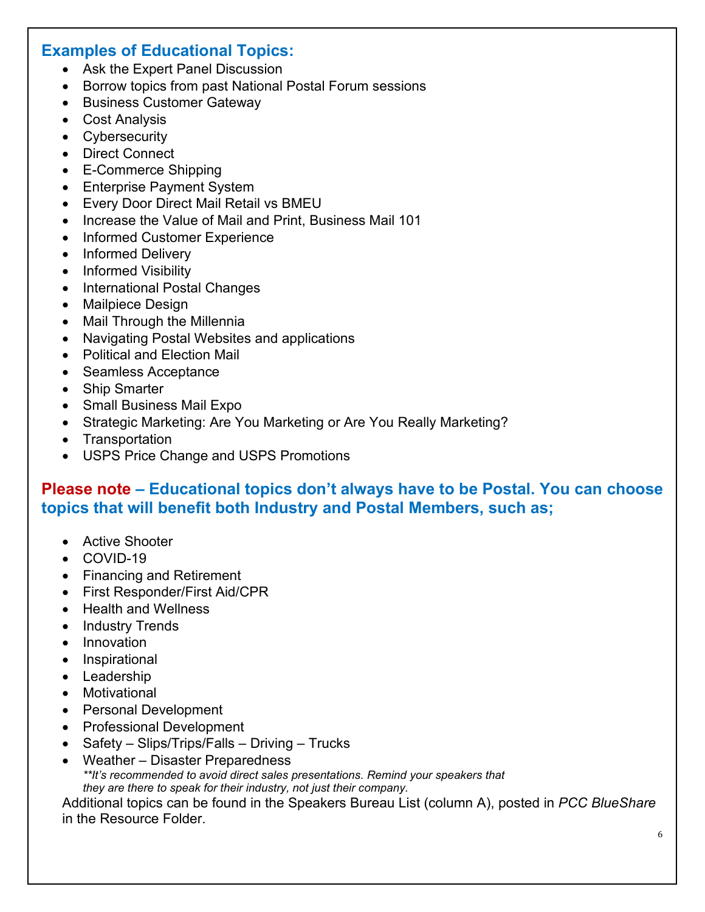## Examples of Educational Topics:

- Ask the Expert Panel Discussion
- Borrow topics from past National Postal Forum sessions
- Business Customer Gateway
- Cost Analysis
- Cybersecurity
- Direct Connect
- E-Commerce Shipping
- Enterprise Payment System
- Every Door Direct Mail Retail vs BMEU
- Increase the Value of Mail and Print, Business Mail 101
- Informed Customer Experience
- Informed Delivery
- Informed Visibility
- International Postal Changes
- Mailpiece Design
- Mail Through the Millennia
- Navigating Postal Websites and applications
- Political and Election Mail
- Seamless Acceptance
- Ship Smarter
- Small Business Mail Expo
- Strategic Marketing: Are You Marketing or Are You Really Marketing?
- Transportation
- USPS Price Change and USPS Promotions

**Please note – Educational topics don't always have to be Postal. You can choose topics that will benefit both Industry and Postal Members, such as;**

- Active Shooter
- COVID-19
- Financing and Retirement
- First Responder/First Aid/CPR
- Health and Wellness
- Industry Trends
- Innovation
- Inspirational
- Leadership
- Motivational
- Personal Development
- Professional Development
- Safety – Slips/Trips/Falls – Driving – Trucks
- Weather – Disaster Preparedness

***\*\*It's recommended to avoid direct sales presentations. Remind your speakers that they are there to speak for their industry, not just their company.***

Additional topics can be found in the Speakers Bureau List (column A), posted in *PCC BlueShare* in the Resource Folder.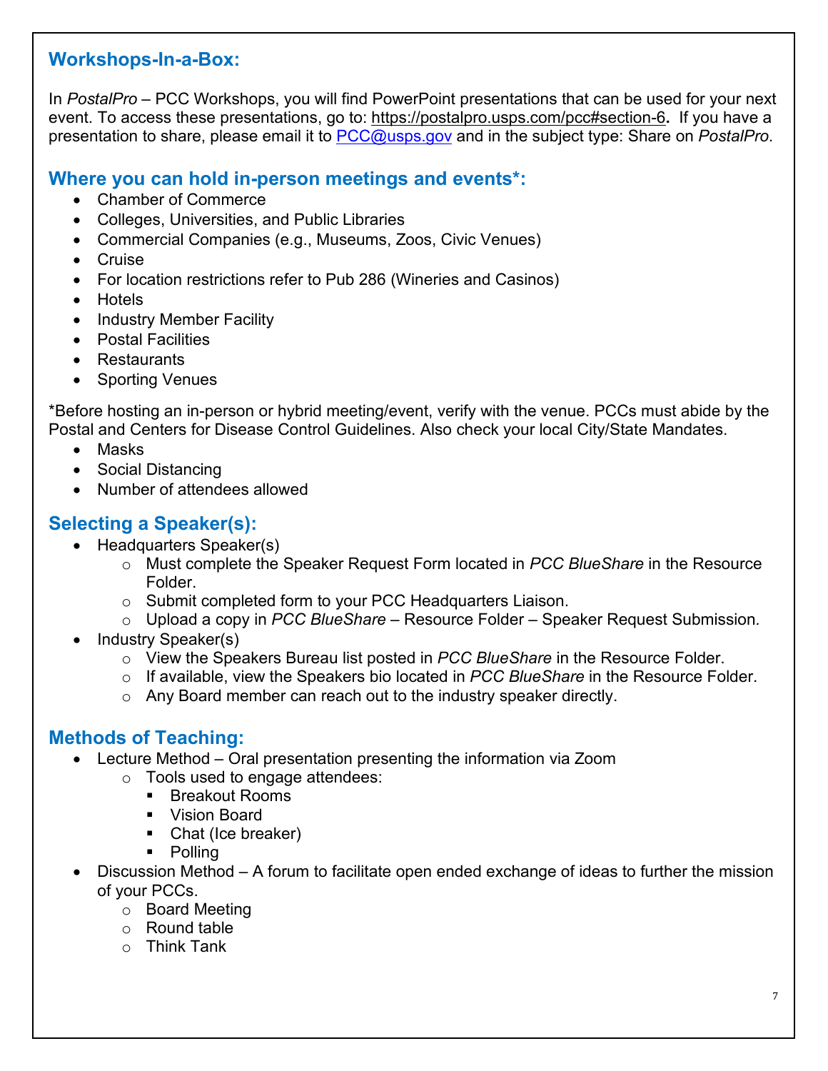## Workshops-In-a-Box:

In *PostalPro* – PCC Workshops, you will find PowerPoint presentations that can be used for your next event. To access these presentations, go to: https://postalpro.usps.com/pcc#section-6**.** If you have a presentation to share, please email it to PCC@usps.gov and in the subject type: Share on *PostalPro*.

## Where you can hold in-person meetings and events*:

- Chamber of Commerce
- Colleges, Universities, and Public Libraries
- Commercial Companies (e.g., Museums, Zoos, Civic Venues)
- Cruise
- For location restrictions refer to Pub 286 (Wineries and Casinos)
- Hotels
- Industry Member Facility
- Postal Facilities
- Restaurants
- Sporting Venues

*Before hosting an in-person or hybrid meeting/event, verify with the venue. PCCs must abide by the Postal and Centers for Disease Control Guidelines. Also check your local City/State Mandates.

- Masks
- Social Distancing
- Number of attendees allowed

## Selecting a Speaker(s):

- Headquarters Speaker(s)
  - Must complete the Speaker Request Form located in *PCC BlueShare* in the Resource Folder.
  - Submit completed form to your PCC Headquarters Liaison.
  - Upload a copy in *PCC BlueShare* – Resource Folder – Speaker Request Submission.
- Industry Speaker(s)
  - View the Speakers Bureau list posted in *PCC BlueShare* in the Resource Folder.
  - If available, view the Speakers bio located in *PCC BlueShare* in the Resource Folder.
  - Any Board member can reach out to the industry speaker directly.

## Methods of Teaching:

- Lecture Method – Oral presentation presenting the information via Zoom
  - Tools used to engage attendees:
    - Breakout Rooms
    - Vision Board
    - Chat (Ice breaker)
    - Polling
- Discussion Method – A forum to facilitate open ended exchange of ideas to further the mission of your PCCs.
  - Board Meeting
  - Round table
  - Think Tank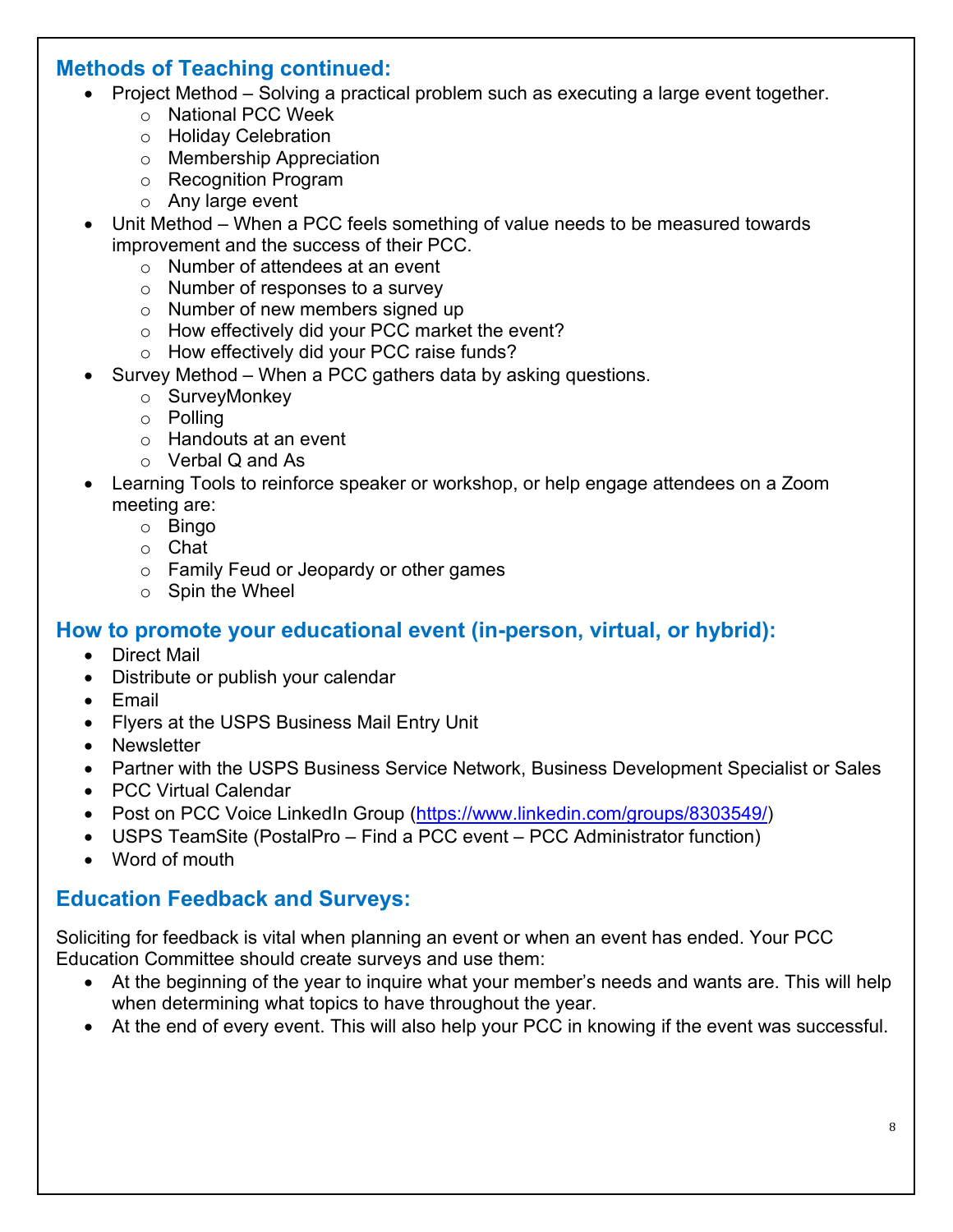## Methods of Teaching continued:

- Project Method – Solving a practical problem such as executing a large event together.
  - National PCC Week
  - Holiday Celebration
  - Membership Appreciation
  - Recognition Program
  - Any large event
- Unit Method – When a PCC feels something of value needs to be measured towards improvement and the success of their PCC.
  - Number of attendees at an event
  - Number of responses to a survey
  - Number of new members signed up
  - How effectively did your PCC market the event?
  - How effectively did your PCC raise funds?
- Survey Method – When a PCC gathers data by asking questions.
  - SurveyMonkey
  - Polling
  - Handouts at an event
  - Verbal Q and As
- Learning Tools to reinforce speaker or workshop, or help engage attendees on a Zoom meeting are:
  - Bingo
  - Chat
  - Family Feud or Jeopardy or other games
  - Spin the Wheel

## How to promote your educational event (in-person, virtual, or hybrid):

- Direct Mail
- Distribute or publish your calendar
- Email
- Flyers at the USPS Business Mail Entry Unit
- Newsletter
- Partner with the USPS Business Service Network, Business Development Specialist or Sales
- PCC Virtual Calendar
- Post on PCC Voice LinkedIn Group (https://www.linkedin.com/groups/8303549/)
- USPS TeamSite (PostalPro – Find a PCC event – PCC Administrator function)
- Word of mouth

## Education Feedback and Surveys:

Soliciting for feedback is vital when planning an event or when an event has ended. Your PCC Education Committee should create surveys and use them:

- At the beginning of the year to inquire what your member's needs and wants are. This will help when determining what topics to have throughout the year.
- At the end of every event. This will also help your PCC in knowing if the event was successful.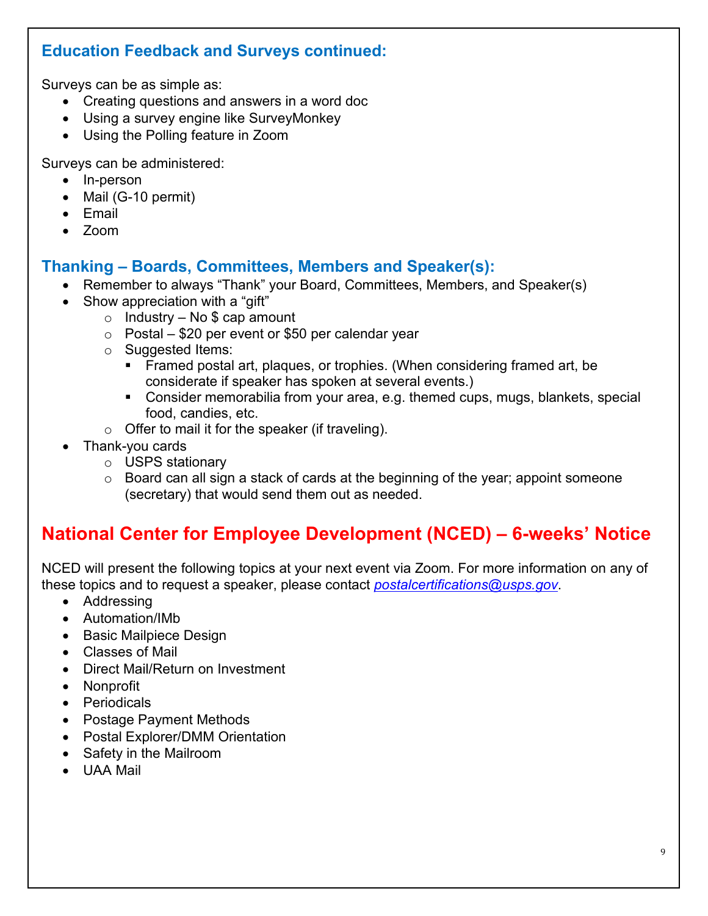## Education Feedback and Surveys continued:

Surveys can be as simple as:

- Creating questions and answers in a word doc
- Using a survey engine like SurveyMonkey
- Using the Polling feature in Zoom

Surveys can be administered:

- In-person
- Mail (G-10 permit)
- Email
- Zoom

## Thanking – Boards, Committees, Members and Speaker(s):

- Remember to always "Thank" your Board, Committees, Members, and Speaker(s)
- Show appreciation with a "gift"
  - Industry – No $ cap amount
  - Postal – $20 per event or $50 per calendar year
  - Suggested Items:
    - Framed postal art, plaques, or trophies. (When considering framed art, be considerate if speaker has spoken at several events.)
    - Consider memorabilia from your area, e.g. themed cups, mugs, blankets, special food, candies, etc.
  - Offer to mail it for the speaker (if traveling).
- Thank-you cards
  - USPS stationary
  - Board can all sign a stack of cards at the beginning of the year; appoint someone (secretary) that would send them out as needed.

# National Center for Employee Development (NCED) – 6-weeks' Notice

NCED will present the following topics at your next event via Zoom. For more information on any of these topics and to request a speaker, please contact *postalcertifications@usps.gov*.

- Addressing
- Automation/IMb
- Basic Mailpiece Design
- Classes of Mail
- Direct Mail/Return on Investment
- Nonprofit
- Periodicals
- Postage Payment Methods
- Postal Explorer/DMM Orientation
- Safety in the Mailroom
- UAA Mail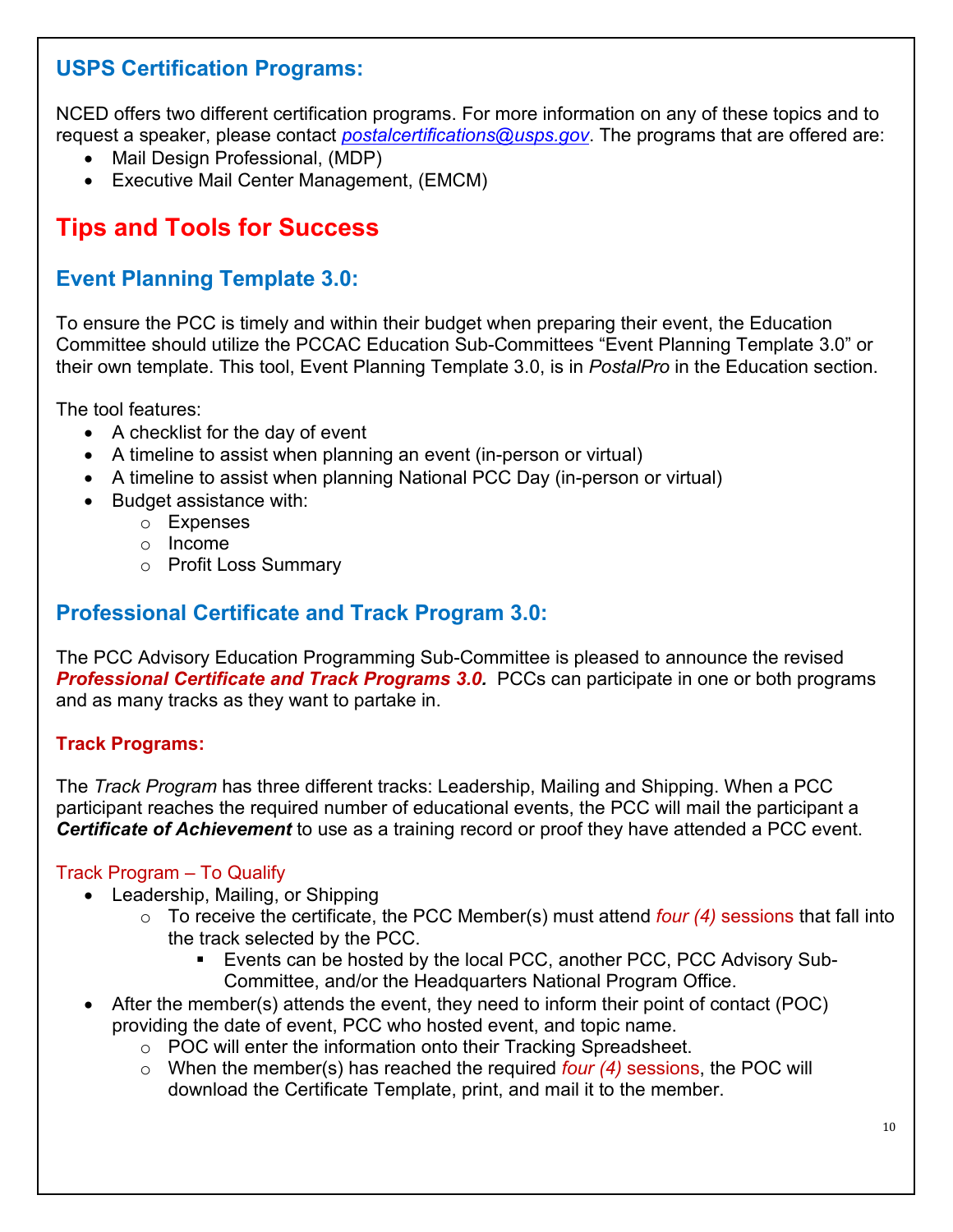## USPS Certification Programs:

NCED offers two different certification programs. For more information on any of these topics and to request a speaker, please contact *postalcertifications@usps.gov*. The programs that are offered are:

- Mail Design Professional, (MDP)
- Executive Mail Center Management, (EMCM)

# Tips and Tools for Success

## Event Planning Template 3.0:

To ensure the PCC is timely and within their budget when preparing their event, the Education Committee should utilize the PCCAC Education Sub-Committees "Event Planning Template 3.0" or their own template. This tool, Event Planning Template 3.0, is in *PostalPro* in the Education section.

The tool features:

- A checklist for the day of event
- A timeline to assist when planning an event (in-person or virtual)
- A timeline to assist when planning National PCC Day (in-person or virtual)
- Budget assistance with:
  - Expenses
  - Income
  - Profit Loss Summary

## Professional Certificate and Track Program 3.0:

The PCC Advisory Education Programming Sub-Committee is pleased to announce the revised ***Professional Certificate and Track Programs 3.0.*** PCCs can participate in one or both programs and as many tracks as they want to partake in.

### Track Programs:

The *Track Program* has three different tracks: Leadership, Mailing and Shipping. When a PCC participant reaches the required number of educational events, the PCC will mail the participant a ***Certificate of Achievement*** to use as a training record or proof they have attended a PCC event.

Track Program – To Qualify

- Leadership, Mailing, or Shipping
  - To receive the certificate, the PCC Member(s) must attend *four (4)* sessions that fall into the track selected by the PCC.
    - Events can be hosted by the local PCC, another PCC, PCC Advisory Sub-Committee, and/or the Headquarters National Program Office.
- After the member(s) attends the event, they need to inform their point of contact (POC) providing the date of event, PCC who hosted event, and topic name.
  - POC will enter the information onto their Tracking Spreadsheet.
  - When the member(s) has reached the required *four (4)* sessions, the POC will download the Certificate Template, print, and mail it to the member.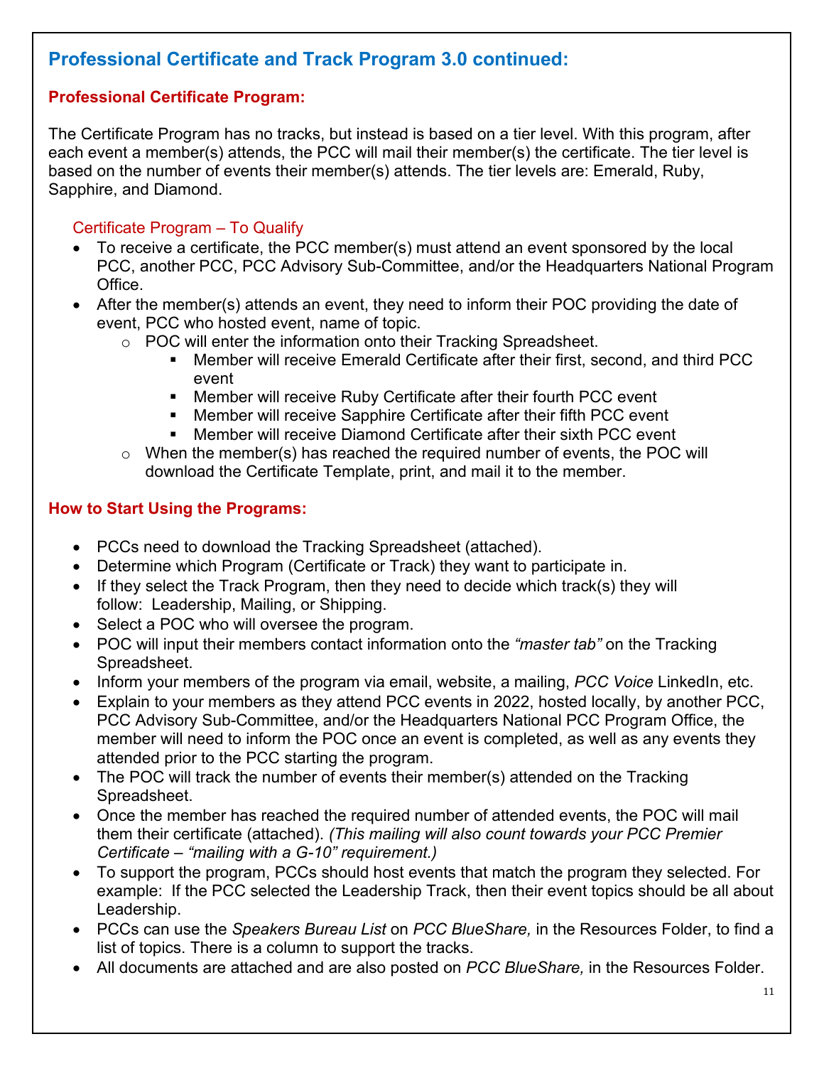## Professional Certificate and Track Program 3.0 continued:

### Professional Certificate Program:

The Certificate Program has no tracks, but instead is based on a tier level. With this program, after each event a member(s) attends, the PCC will mail their member(s) the certificate. The tier level is based on the number of events their member(s) attends. The tier levels are: Emerald, Ruby, Sapphire, and Diamond.

#### Certificate Program – To Qualify

- To receive a certificate, the PCC member(s) must attend an event sponsored by the local PCC, another PCC, PCC Advisory Sub-Committee, and/or the Headquarters National Program Office.
- After the member(s) attends an event, they need to inform their POC providing the date of event, PCC who hosted event, name of topic.
  - POC will enter the information onto their Tracking Spreadsheet.
    - Member will receive Emerald Certificate after their first, second, and third PCC event
    - Member will receive Ruby Certificate after their fourth PCC event
    - Member will receive Sapphire Certificate after their fifth PCC event
    - Member will receive Diamond Certificate after their sixth PCC event
  - When the member(s) has reached the required number of events, the POC will download the Certificate Template, print, and mail it to the member.

### How to Start Using the Programs:

- PCCs need to download the Tracking Spreadsheet (attached).
- Determine which Program (Certificate or Track) they want to participate in.
- If they select the Track Program, then they need to decide which track(s) they will follow: Leadership, Mailing, or Shipping.
- Select a POC who will oversee the program.
- POC will input their members contact information onto the *“master tab”* on the Tracking Spreadsheet.
- Inform your members of the program via email, website, a mailing, *PCC Voice* LinkedIn, etc.
- Explain to your members as they attend PCC events in 2022, hosted locally, by another PCC, PCC Advisory Sub-Committee, and/or the Headquarters National PCC Program Office, the member will need to inform the POC once an event is completed, as well as any events they attended prior to the PCC starting the program.
- The POC will track the number of events their member(s) attended on the Tracking Spreadsheet.
- Once the member has reached the required number of attended events, the POC will mail them their certificate (attached). *(This mailing will also count towards your PCC Premier Certificate – “mailing with a G-10” requirement.)*
- To support the program, PCCs should host events that match the program they selected. For example: If the PCC selected the Leadership Track, then their event topics should be all about Leadership.
- PCCs can use the *Speakers Bureau List* on *PCC BlueShare,* in the Resources Folder, to find a list of topics. There is a column to support the tracks.
- All documents are attached and are also posted on *PCC BlueShare,* in the Resources Folder.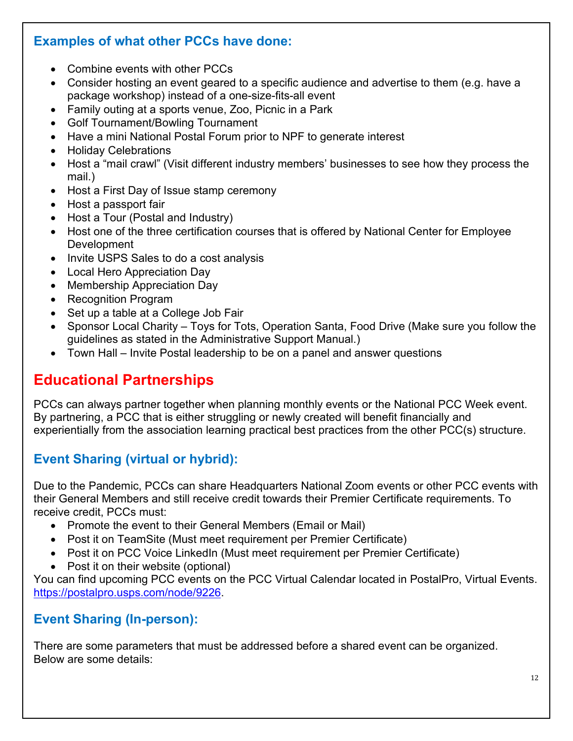### Examples of what other PCCs have done:

- Combine events with other PCCs
- Consider hosting an event geared to a specific audience and advertise to them (e.g. have a package workshop) instead of a one-size-fits-all event
- Family outing at a sports venue, Zoo, Picnic in a Park
- Golf Tournament/Bowling Tournament
- Have a mini National Postal Forum prior to NPF to generate interest
- Holiday Celebrations
- Host a "mail crawl" (Visit different industry members' businesses to see how they process the mail.)
- Host a First Day of Issue stamp ceremony
- Host a passport fair
- Host a Tour (Postal and Industry)
- Host one of the three certification courses that is offered by National Center for Employee Development
- Invite USPS Sales to do a cost analysis
- Local Hero Appreciation Day
- Membership Appreciation Day
- Recognition Program
- Set up a table at a College Job Fair
- Sponsor Local Charity – Toys for Tots, Operation Santa, Food Drive (Make sure you follow the guidelines as stated in the Administrative Support Manual.)
- Town Hall – Invite Postal leadership to be on a panel and answer questions

## Educational Partnerships

PCCs can always partner together when planning monthly events or the National PCC Week event. By partnering, a PCC that is either struggling or newly created will benefit financially and experientially from the association learning practical best practices from the other PCC(s) structure.

### Event Sharing (virtual or hybrid):

Due to the Pandemic, PCCs can share Headquarters National Zoom events or other PCC events with their General Members and still receive credit towards their Premier Certificate requirements. To receive credit, PCCs must:

- Promote the event to their General Members (Email or Mail)
- Post it on TeamSite (Must meet requirement per Premier Certificate)
- Post it on PCC Voice LinkedIn (Must meet requirement per Premier Certificate)
- Post it on their website (optional)

You can find upcoming PCC events on the PCC Virtual Calendar located in PostalPro, Virtual Events. https://postalpro.usps.com/node/9226.

### Event Sharing (In-person):

There are some parameters that must be addressed before a shared event can be organized. Below are some details: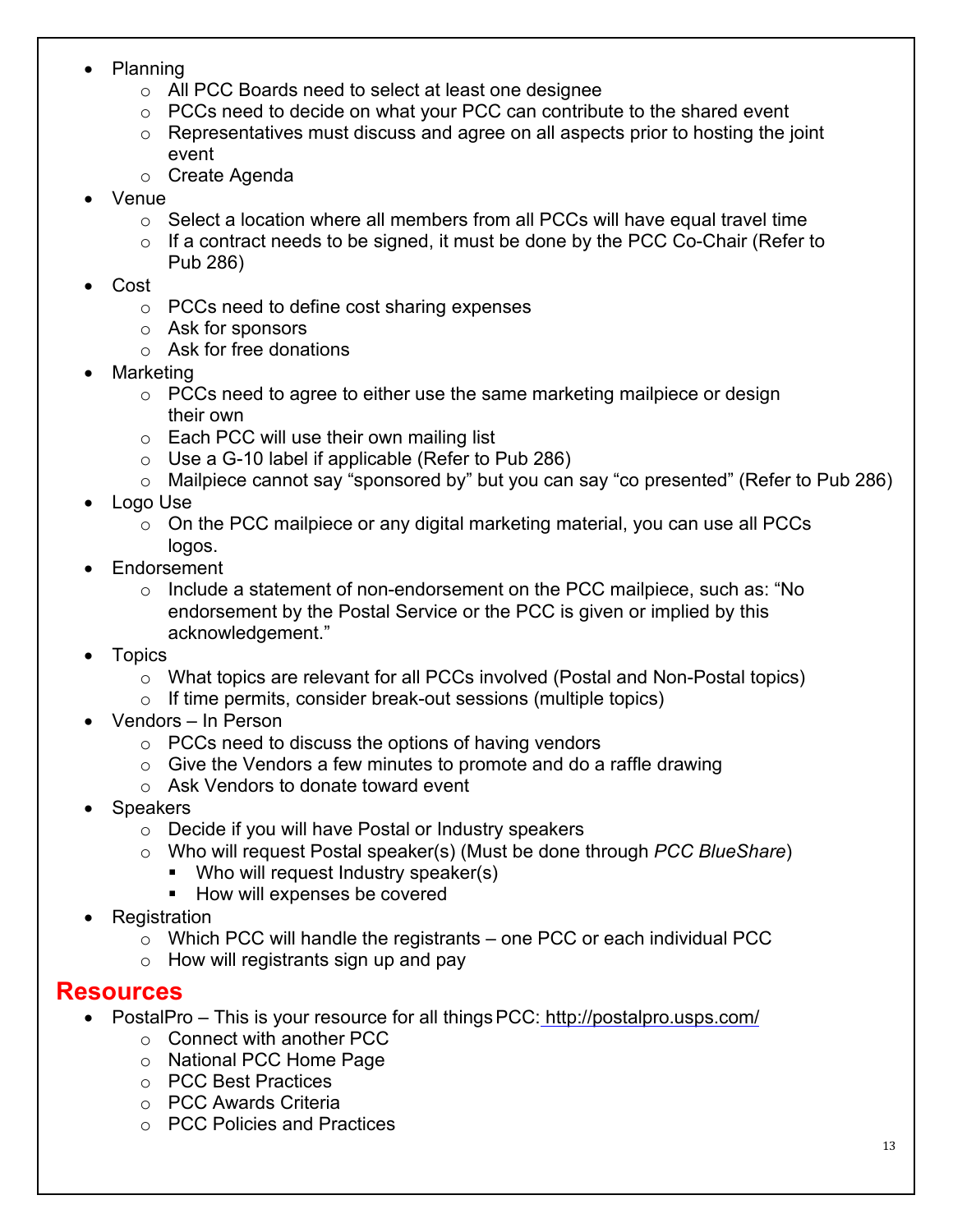- Planning
    - All PCC Boards need to select at least one designee
    - PCCs need to decide on what your PCC can contribute to the shared event
    - Representatives must discuss and agree on all aspects prior to hosting the joint event
    - Create Agenda
- Venue
    - Select a location where all members from all PCCs will have equal travel time
    - If a contract needs to be signed, it must be done by the PCC Co-Chair (Refer to Pub 286)
- Cost
    - PCCs need to define cost sharing expenses
    - Ask for sponsors
    - Ask for free donations
- Marketing
    - PCCs need to agree to either use the same marketing mailpiece or design their own
    - Each PCC will use their own mailing list
    - Use a G-10 label if applicable (Refer to Pub 286)
    - Mailpiece cannot say "sponsored by" but you can say "co presented" (Refer to Pub 286)
- Logo Use
    - On the PCC mailpiece or any digital marketing material, you can use all PCCs logos.
- Endorsement
    - Include a statement of non-endorsement on the PCC mailpiece, such as: "No endorsement by the Postal Service or the PCC is given or implied by this acknowledgement."
- Topics
    - What topics are relevant for all PCCs involved (Postal and Non-Postal topics)
    - If time permits, consider break-out sessions (multiple topics)
- Vendors – In Person
    - PCCs need to discuss the options of having vendors
    - Give the Vendors a few minutes to promote and do a raffle drawing
    - Ask Vendors to donate toward event
- Speakers
    - Decide if you will have Postal or Industry speakers
    - Who will request Postal speaker(s) (Must be done through *PCC BlueShare*)
        - Who will request Industry speaker(s)
        - How will expenses be covered
- Registration
    - Which PCC will handle the registrants – one PCC or each individual PCC
    - How will registrants sign up and pay

## Resources

- PostalPro – This is your resource for all things PCC: http://postalpro.usps.com/
    - Connect with another PCC
    - National PCC Home Page
    - PCC Best Practices
    - PCC Awards Criteria
    - PCC Policies and Practices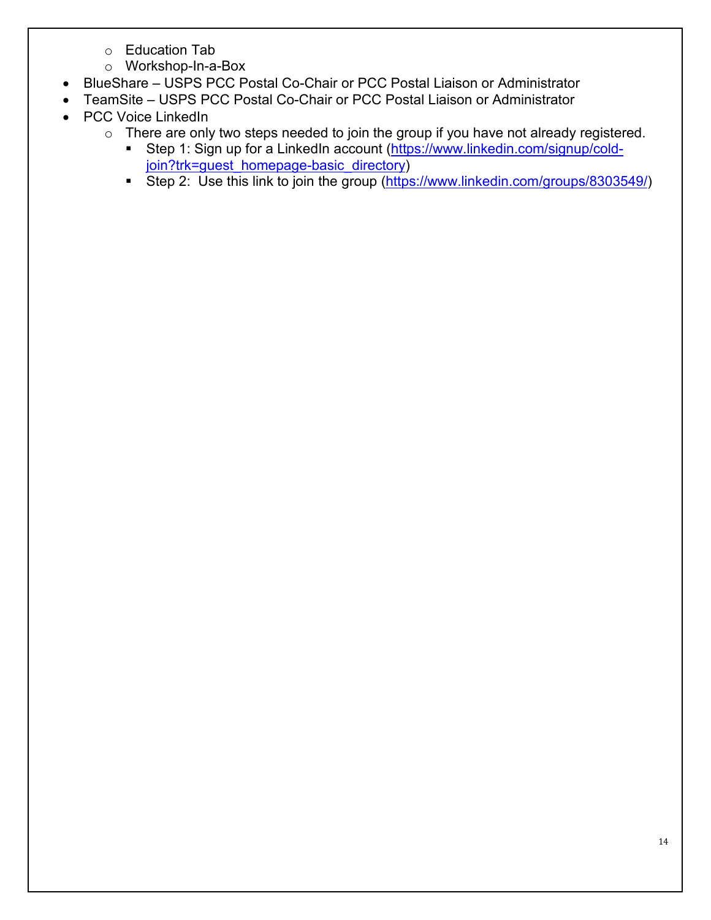- Education Tab
    - Workshop-In-a-Box
- BlueShare – USPS PCC Postal Co-Chair or PCC Postal Liaison or Administrator
- TeamSite – USPS PCC Postal Co-Chair or PCC Postal Liaison or Administrator
- PCC Voice LinkedIn
    - There are only two steps needed to join the group if you have not already registered.
        - Step 1: Sign up for a LinkedIn account (https://www.linkedin.com/signup/cold-join?trk=guest_homepage-basic_directory)
        - Step 2: Use this link to join the group (https://www.linkedin.com/groups/8303549/)